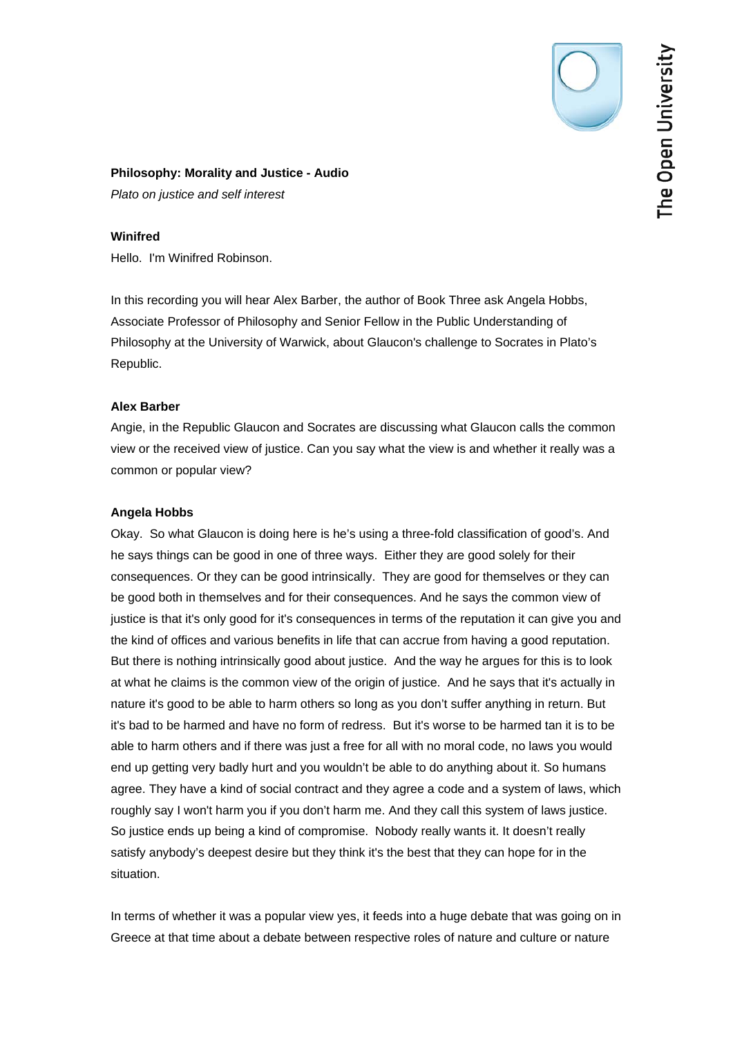**Philosophy: Morality and Justice - Audio**

*Plato on justice and self interest*

**Winifred**

Hello. I'm Winifred Robinson.

In this recording you will hear Alex Barber, the author of Book Three ask Angela Hobbs, Associate Professor of Philosophy and Senior Fellow in the Public Understanding of Philosophy at the University of Warwick, about Glaucon's challenge to Socrates in Plato's Republic.

**Alex Barber**

Angie, in the Republic Glaucon and Socrates are discussing what Glaucon calls the common view or the received view of justice. Can you say what the view is and whether it really was a common or popular view?

**Angela Hobbs**

Okay. So what Glaucon is doing here is he's using a three-fold classification of good's. And he says things can be good in one of three ways. Either they are good solely for their consequences. Or they can be good intrinsically. They are good for themselves or they can be good both in themselves and for their consequences. And he says the common view of justice is that it's only good for it's consequences in terms of the reputation it can give you and the kind of offices and various benefits in life that can accrue from having a good reputation. But there is nothing intrinsically good about justice. And the way he argues for this is to look at what he claims is the common view of the origin of justice. And he says that it's actually in nature it's good to be able to harm others so long as you don't suffer anything in return. But it's bad to be harmed and have no form of redress. But it's worse to be harmed tan it is to be able to harm others and if there was just a free for all with no moral code, no laws you would end up getting very badly hurt and you wouldn't be able to do anything about it. So humans agree. They have a kind of social contract and they agree a code and a system of laws, which roughly say I won't harm you if you don't harm me. And they call this system of laws justice. So justice ends up being a kind of compromise. Nobody really wants it. It doesn't really satisfy anybody's deepest desire but they think it's the best that they can hope for in the situation.

In terms of whether it was a popular view yes, it feeds into a huge debate that was going on in Greece at that time about a debate between respective roles of nature and culture or nature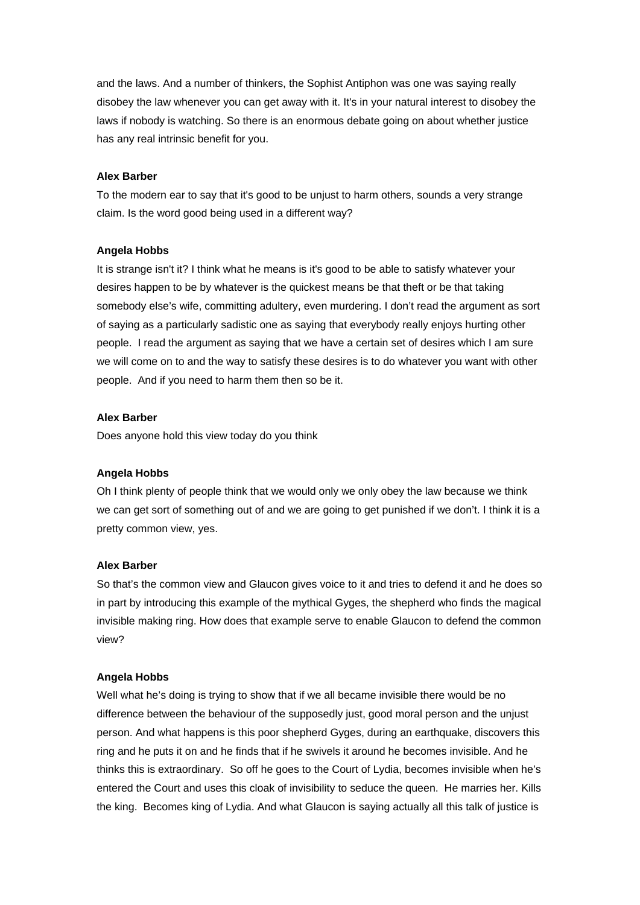and the laws. And a number of thinkers, the Sophist Antiphon was one was saying really disobey the law whenever you can get away with it. It's in your natural interest to disobey the laws if nobody is watching. So there is an enormous debate going on about whether justice has any real intrinsic benefit for you.

**Alex Barber**

To the modern ear to say that it's good to be unjust to harm others, sounds a very strange claim. Is the word good being used in a different way?

**Angela Hobbs**

It is strange isn't it? I think what he means is it's good to be able to satisfy whatever your desires happen to be by whatever is the quickest means be that theft or be that taking somebody else's wife, committing adultery, even murdering. I don't read the argument as sort of saying as a particularly sadistic one as saying that everybody really enjoys hurting other people. I read the argument as saying that we have a certain set of desires which I am sure we will come on to and the way to satisfy these desires is to do whatever you want with other people. And if you need to harm them then so be it.

**Alex Barber**

Does anyone hold this view today do you think

**Angela Hobbs**

Oh I think plenty of people think that we would only we only obey the law because we think we can get sort of something out of and we are going to get punished if we don't. I think it is a pretty common view, yes.

**Alex Barber**

So that's the common view and Glaucon gives voice to it and tries to defend it and he does so in part by introducing this example of the mythical Gyges, the shepherd who finds the magical invisible making ring. How does that example serve to enable Glaucon to defend the common view?

**Angela Hobbs**

Well what he's doing is trying to show that if we all became invisible there would be no difference between the behaviour of the supposedly just, good moral person and the unjust person. And what happens is this poor shepherd Gyges, during an earthquake, discovers this ring and he puts it on and he finds that if he swivels it around he becomes invisible. And he thinks this is extraordinary. So off he goes to the Court of Lydia, becomes invisible when he's entered the Court and uses this cloak of invisibility to seduce the queen. He marries her. Kills the king. Becomes king of Lydia. And what Glaucon is saying actually all this talk of justice is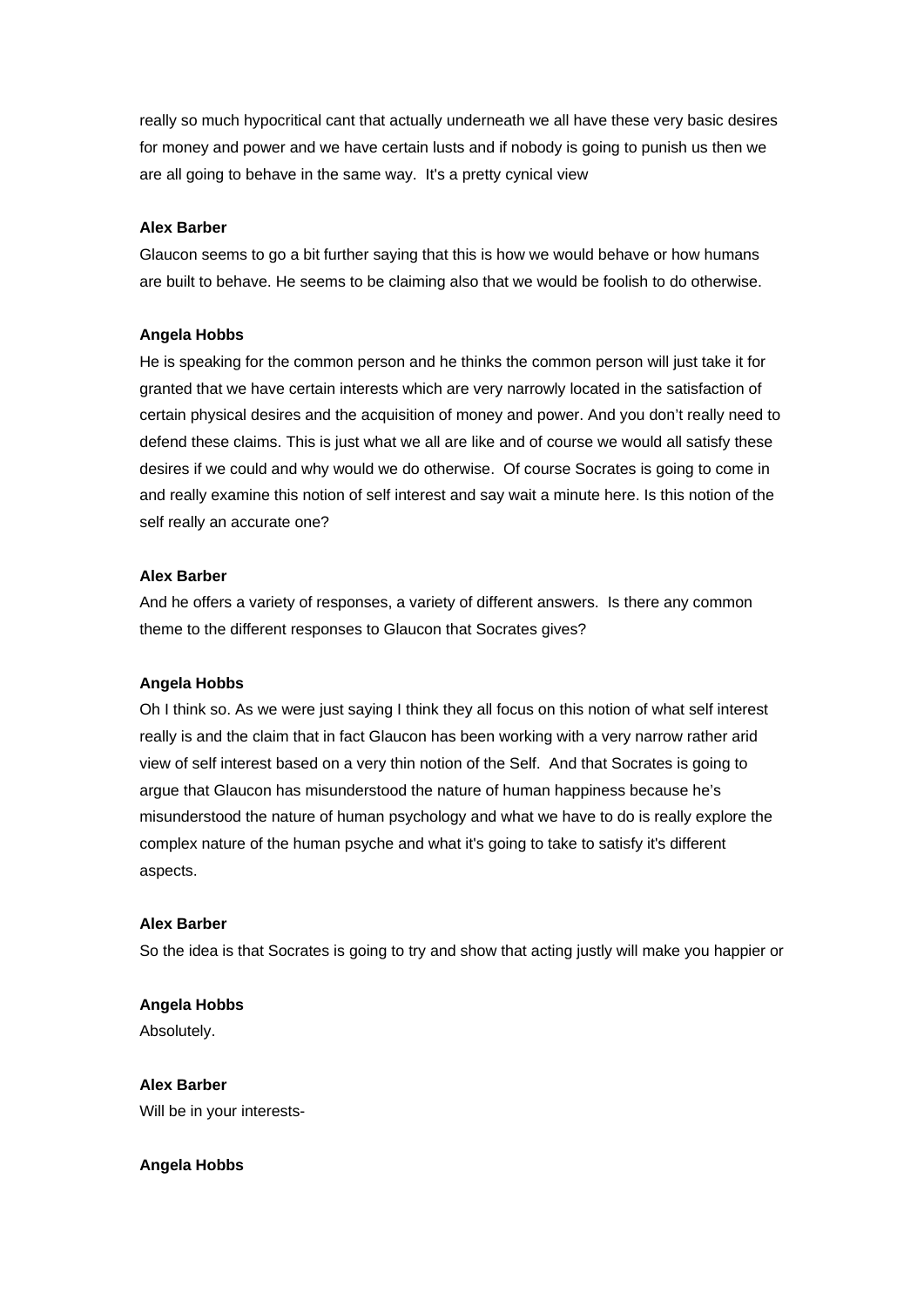really so much hypocritical cant that actually underneath we all have these very basic desires for money and power and we have certain lusts and if nobody is going to punish us then we are all going to behave in the same way. It's a pretty cynical view

**Alex Barber**

Glaucon seems to go a bit further saying that this is how we would behave or how humans are built to behave. He seems to be claiming also that we would be foolish to do otherwise.

**Angela Hobbs**

He is speaking for the common person and he thinks the common person will just take it for granted that we have certain interests which are very narrowly located in the satisfaction of certain physical desires and the acquisition of money and power. And you don't really need to defend these claims. This is just what we all are like and of course we would all satisfy these desires if we could and why would we do otherwise. Of course Socrates is going to come in and really examine this notion of self interest and say wait a minute here. Is this notion of the self really an accurate one?

**Alex Barber**

And he offers a variety of responses, a variety of different answers. Is there any common theme to the different responses to Glaucon that Socrates gives?

**Angela Hobbs**

Oh I think so. As we were just saying I think they all focus on this notion of what self interest really is and the claim that in fact Glaucon has been working with a very narrow rather arid view of self interest based on a very thin notion of the Self. And that Socrates is going to argue that Glaucon has misunderstood the nature of human happiness because he's misunderstood the nature of human psychology and what we have to do is really explore the complex nature of the human psyche and what it's going to take to satisfy it's different aspects.

**Alex Barber**

So the idea is that Socrates is going to try and show that acting justly will make you happier or

**Angela Hobbs**

Absolutely.

**Alex Barber**

Will be in your interests-

**Angela Hobbs**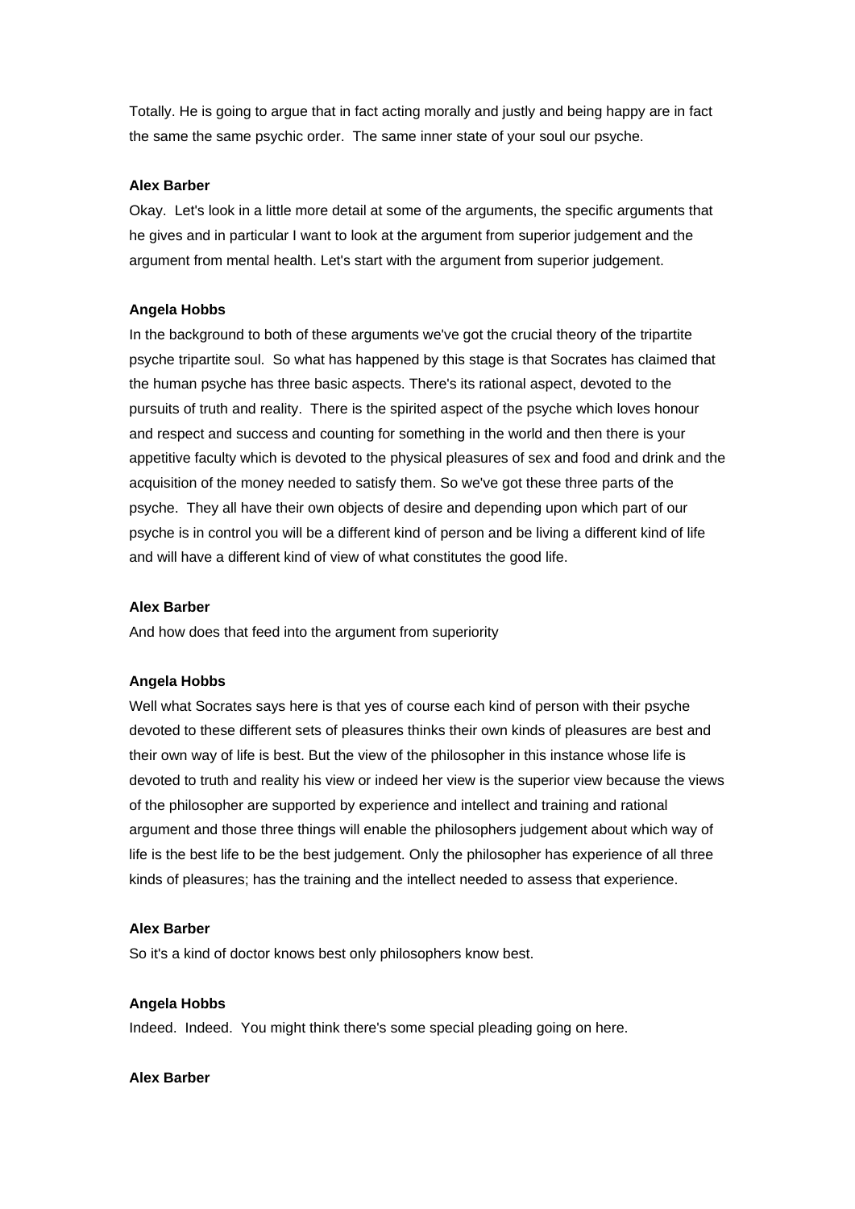Totally. He is going to argue that in fact acting morally and justly and being happy are in fact the same the same psychic order. The same inner state of your soul our psyche.

**Alex Barber**

Okay. Let's look in a little more detail at some of the arguments, the specific arguments that he gives and in particular I want to look at the argument from superior judgement and the argument from mental health. Let's start with the argument from superior judgement.

**Angela Hobbs**

In the background to both of these arguments we've got the crucial theory of the tripartite psyche tripartite soul. So what has happened by this stage is that Socrates has claimed that the human psyche has three basic aspects. There's its rational aspect, devoted to the pursuits of truth and reality. There is the spirited aspect of the psyche which loves honour and respect and success and counting for something in the world and then there is your appetitive faculty which is devoted to the physical pleasures of sex and food and drink and the acquisition of the money needed to satisfy them. So we've got these three parts of the psyche. They all have their own objects of desire and depending upon which part of our psyche is in control you will be a different kind of person and be living a different kind of life and will have a different kind of view of what constitutes the good life.

**Alex Barber**

And how does that feed into the argument from superiority

**Angela Hobbs**

Well what Socrates says here is that yes of course each kind of person with their psyche devoted to these different sets of pleasures thinks their own kinds of pleasures are best and their own way of life is best. But the view of the philosopher in this instance whose life is devoted to truth and reality his view or indeed her view is the superior view because the views of the philosopher are supported by experience and intellect and training and rational argument and those three things will enable the philosophers judgement about which way of life is the best life to be the best judgement. Only the philosopher has experience of all three kinds of pleasures; has the training and the intellect needed to assess that experience.

**Alex Barber**

So it's a kind of doctor knows best only philosophers know best.

**Angela Hobbs**

Indeed. Indeed. You might think there's some special pleading going on here.

**Alex Barber**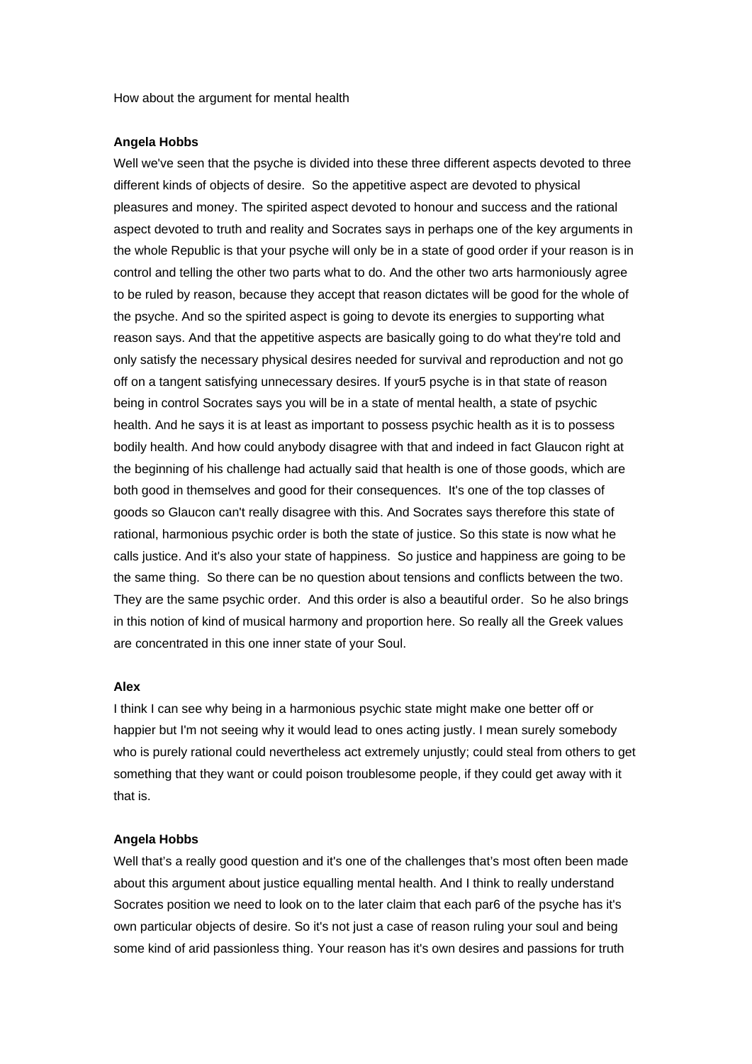How about the argument for mental health

**Angela Hobbs**

Well we've seen that the psyche is divided into these three different aspects devoted to three different kinds of objects of desire. So the appetitive aspect are devoted to physical pleasures and money. The spirited aspect devoted to honour and success and the rational aspect devoted to truth and reality and Socrates says in perhaps one of the key arguments in the whole Republic is that your psyche will only be in a state of good order if your reason is in control and telling the other two parts what to do. And the other two arts harmoniously agree to be ruled by reason, because they accept that reason dictates will be good for the whole of the psyche. And so the spirited aspect is going to devote its energies to supporting what reason says. And that the appetitive aspects are basically going to do what they're told and only satisfy the necessary physical desires needed for survival and reproduction and not go off on a tangent satisfying unnecessary desires. If your5 psyche is in that state of reason being in control Socrates says you will be in a state of mental health, a state of psychic health. And he says it is at least as important to possess psychic health as it is to possess bodily health. And how could anybody disagree with that and indeed in fact Glaucon right at the beginning of his challenge had actually said that health is one of those goods, which are both good in themselves and good for their consequences. It's one of the top classes of goods so Glaucon can't really disagree with this. And Socrates says therefore this state of rational, harmonious psychic order is both the state of justice. So this state is now what he calls justice. And it's also your state of happiness. So justice and happiness are going to be the same thing. So there can be no question about tensions and conflicts between the two. They are the same psychic order. And this order is also a beautiful order. So he also brings in this notion of kind of musical harmony and proportion here. So really all the Greek values are concentrated in this one inner state of your Soul.

**Alex**

I think I can see why being in a harmonious psychic state might make one better off or happier but I'm not seeing why it would lead to ones acting justly. I mean surely somebody who is purely rational could nevertheless act extremely unjustly; could steal from others to get something that they want or could poison troublesome people, if they could get away with it that is.

**Angela Hobbs**

Well that's a really good question and it's one of the challenges that's most often been made about this argument about justice equalling mental health. And I think to really understand Socrates position we need to look on to the later claim that each par6 of the psyche has it's own particular objects of desire. So it's not just a case of reason ruling your soul and being some kind of arid passionless thing. Your reason has it's own desires and passions for truth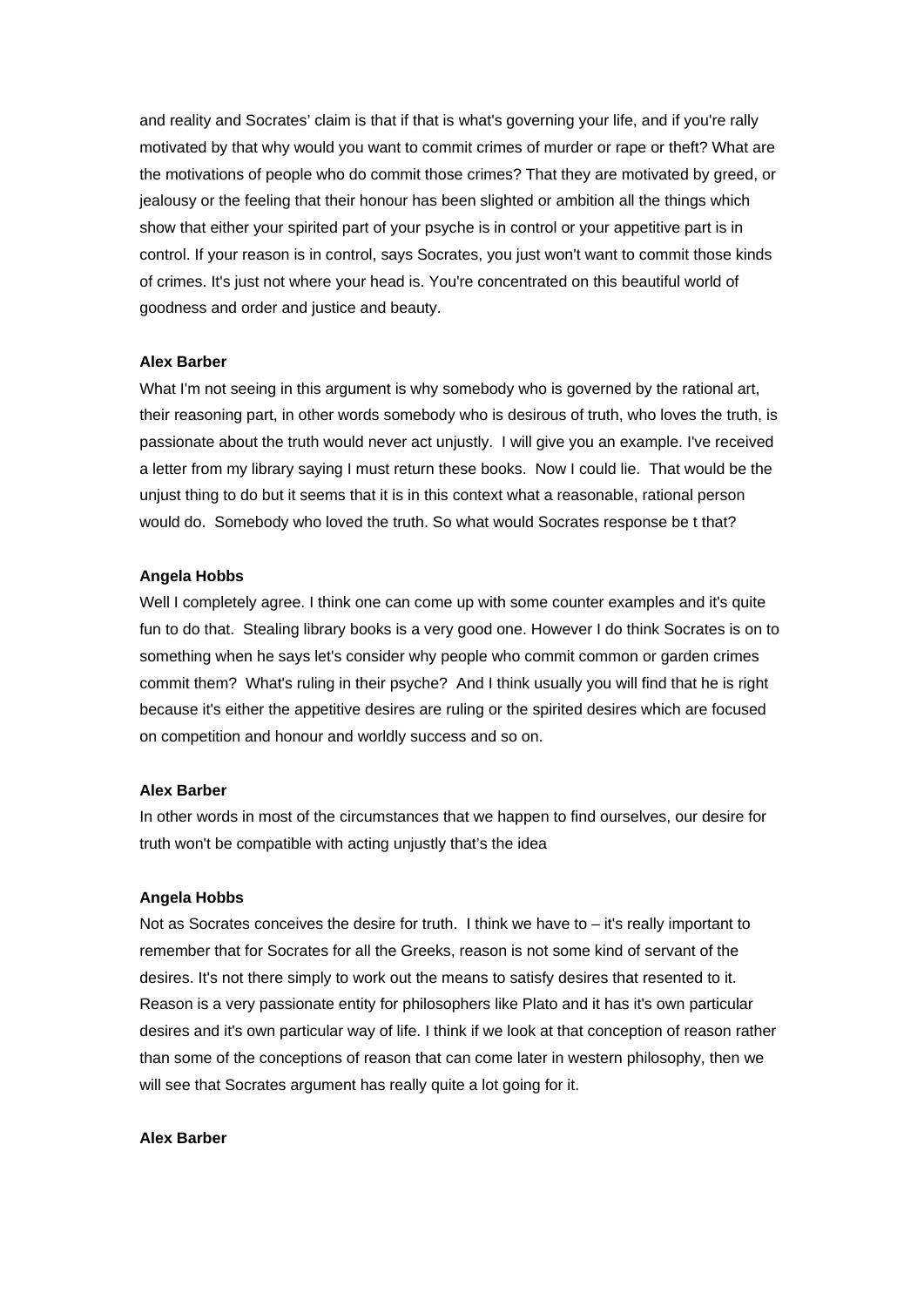and reality and Socrates' claim is that if that is what's governing your life, and if you're rally motivated by that why would you want to commit crimes of murder or rape or theft? What are the motivations of people who do commit those crimes? That they are motivated by greed, or jealousy or the feeling that their honour has been slighted or ambition all the things which show that either your spirited part of your psyche is in control or your appetitive part is in control. If your reason is in control, says Socrates, you just won't want to commit those kinds of crimes. It's just not where your head is. You're concentrated on this beautiful world of goodness and order and justice and beauty.

**Alex Barber**

What I'm not seeing in this argument is why somebody who is governed by the rational art, their reasoning part, in other words somebody who is desirous of truth, who loves the truth, is passionate about the truth would never act unjustly. I will give you an example. I've received a letter from my library saying I must return these books. Now I could lie. That would be the unjust thing to do but it seems that it is in this context what a reasonable, rational person would do. Somebody who loved the truth. So what would Socrates response be t that?

**Angela Hobbs**

Well I completely agree. I think one can come up with some counter examples and it's quite fun to do that. Stealing library books is a very good one. However I do think Socrates is on to something when he says let's consider why people who commit common or garden crimes commit them? What's ruling in their psyche? And I think usually you will find that he is right because it's either the appetitive desires are ruling or the spirited desires which are focused on competition and honour and worldly success and so on.

**Alex Barber**

In other words in most of the circumstances that we happen to find ourselves, our desire for truth won't be compatible with acting unjustly that's the idea

**Angela Hobbs**

Not as Socrates conceives the desire for truth. I think we have to – it's really important to remember that for Socrates for all the Greeks, reason is not some kind of servant of the desires. It's not there simply to work out the means to satisfy desires that resented to it. Reason is a very passionate entity for philosophers like Plato and it has it's own particular desires and it's own particular way of life. I think if we look at that conception of reason rather than some of the conceptions of reason that can come later in western philosophy, then we will see that Socrates argument has really quite a lot going for it.

**Alex Barber**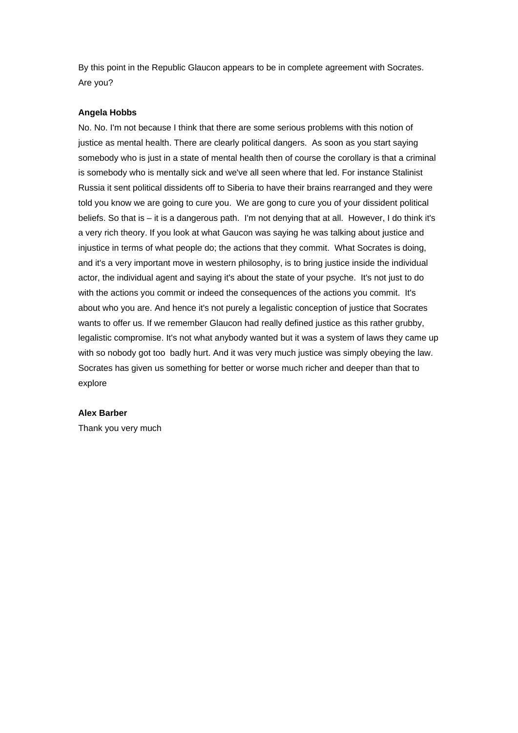By this point in the Republic Glaucon appears to be in complete agreement with Socrates. Are you?

**Angela Hobbs**

No. No. I'm not because I think that there are some serious problems with this notion of justice as mental health. There are clearly political dangers. As soon as you start saying somebody who is just in a state of mental health then of course the corollary is that a criminal is somebody who is mentally sick and we've all seen where that led. For instance Stalinist Russia it sent political dissidents off to Siberia to have their brains rearranged and they were told you know we are going to cure you. We are gong to cure you of your dissident political beliefs. So that is – it is a dangerous path. I'm not denying that at all. However, I do think it's a very rich theory. If you look at what Gaucon was saying he was talking about justice and injustice in terms of what people do; the actions that they commit. What Socrates is doing, and it's a very important move in western philosophy, is to bring justice inside the individual actor, the individual agent and saying it's about the state of your psyche. It's not just to do with the actions you commit or indeed the consequences of the actions you commit. It's about who you are. And hence it's not purely a legalistic conception of justice that Socrates wants to offer us. If we remember Glaucon had really defined justice as this rather grubby, legalistic compromise. It's not what anybody wanted but it was a system of laws they came up with so nobody got too badly hurt. And it was very much justice was simply obeying the law. Socrates has given us something for better or worse much richer and deeper than that to explore

**Alex Barber**

Thank you very much